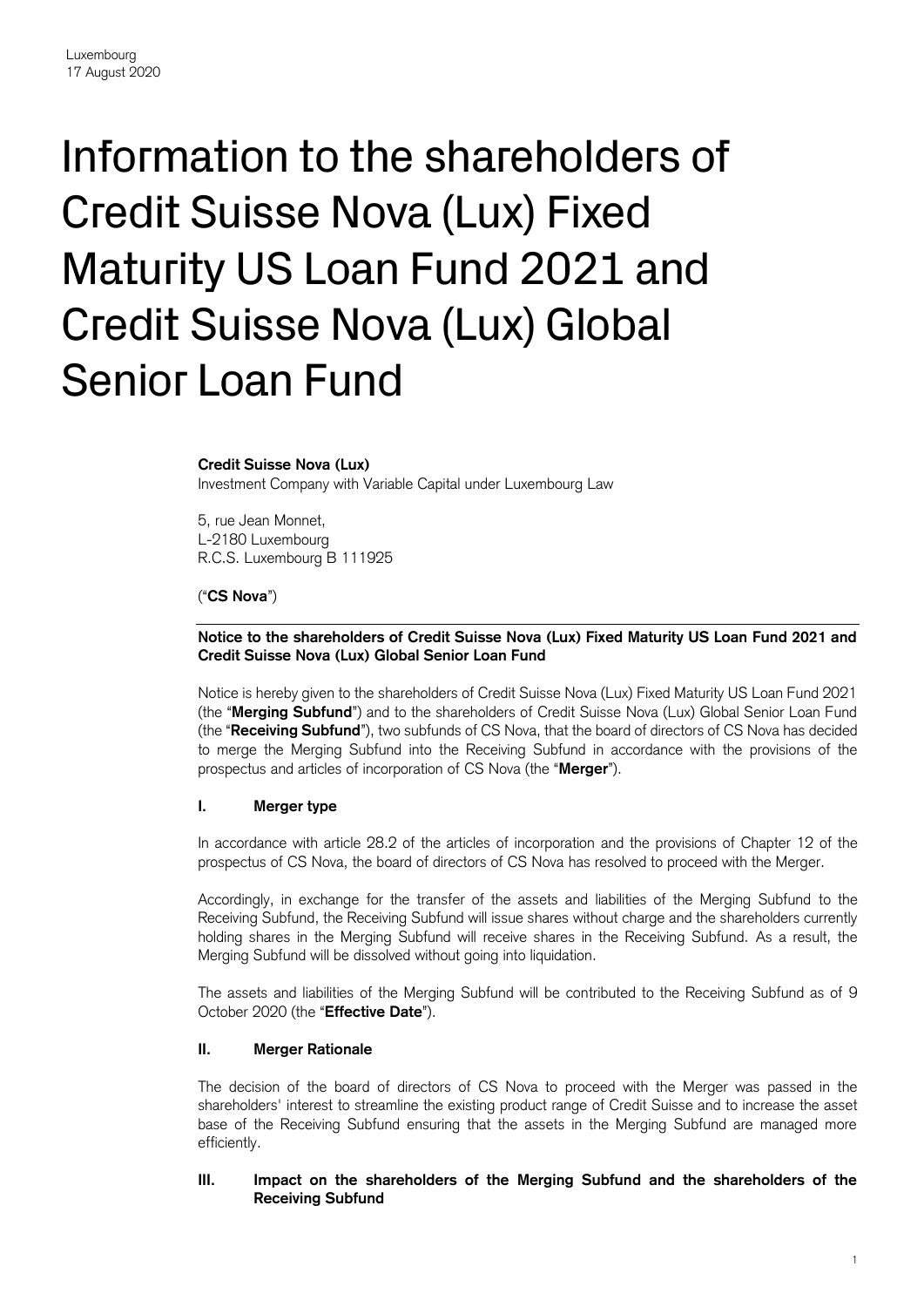Luxembourg
17 August 2020

# Information to the shareholders of Credit Suisse Nova (Lux) Fixed Maturity US Loan Fund 2021 and Credit Suisse Nova (Lux) Global Senior Loan Fund

**Credit Suisse Nova (Lux)**
Investment Company with Variable Capital under Luxembourg Law

5, rue Jean Monnet,
L-2180 Luxembourg
R.C.S. Luxembourg B 111925

("**CS Nova**")

**Notice to the shareholders of Credit Suisse Nova (Lux) Fixed Maturity US Loan Fund 2021 and Credit Suisse Nova (Lux) Global Senior Loan Fund**

Notice is hereby given to the shareholders of Credit Suisse Nova (Lux) Fixed Maturity US Loan Fund 2021 (the "**Merging Subfund**") and to the shareholders of Credit Suisse Nova (Lux) Global Senior Loan Fund (the "**Receiving Subfund**"), two subfunds of CS Nova, that the board of directors of CS Nova has decided to merge the Merging Subfund into the Receiving Subfund in accordance with the provisions of the prospectus and articles of incorporation of CS Nova (the "**Merger**").

## I. Merger type

In accordance with article 28.2 of the articles of incorporation and the provisions of Chapter 12 of the prospectus of CS Nova, the board of directors of CS Nova has resolved to proceed with the Merger.

Accordingly, in exchange for the transfer of the assets and liabilities of the Merging Subfund to the Receiving Subfund, the Receiving Subfund will issue shares without charge and the shareholders currently holding shares in the Merging Subfund will receive shares in the Receiving Subfund. As a result, the Merging Subfund will be dissolved without going into liquidation.

The assets and liabilities of the Merging Subfund will be contributed to the Receiving Subfund as of 9 October 2020 (the "**Effective Date**").

## II. Merger Rationale

The decision of the board of directors of CS Nova to proceed with the Merger was passed in the shareholders' interest to streamline the existing product range of Credit Suisse and to increase the asset base of the Receiving Subfund ensuring that the assets in the Merging Subfund are managed more efficiently.

## III. Impact on the shareholders of the Merging Subfund and the shareholders of the Receiving Subfund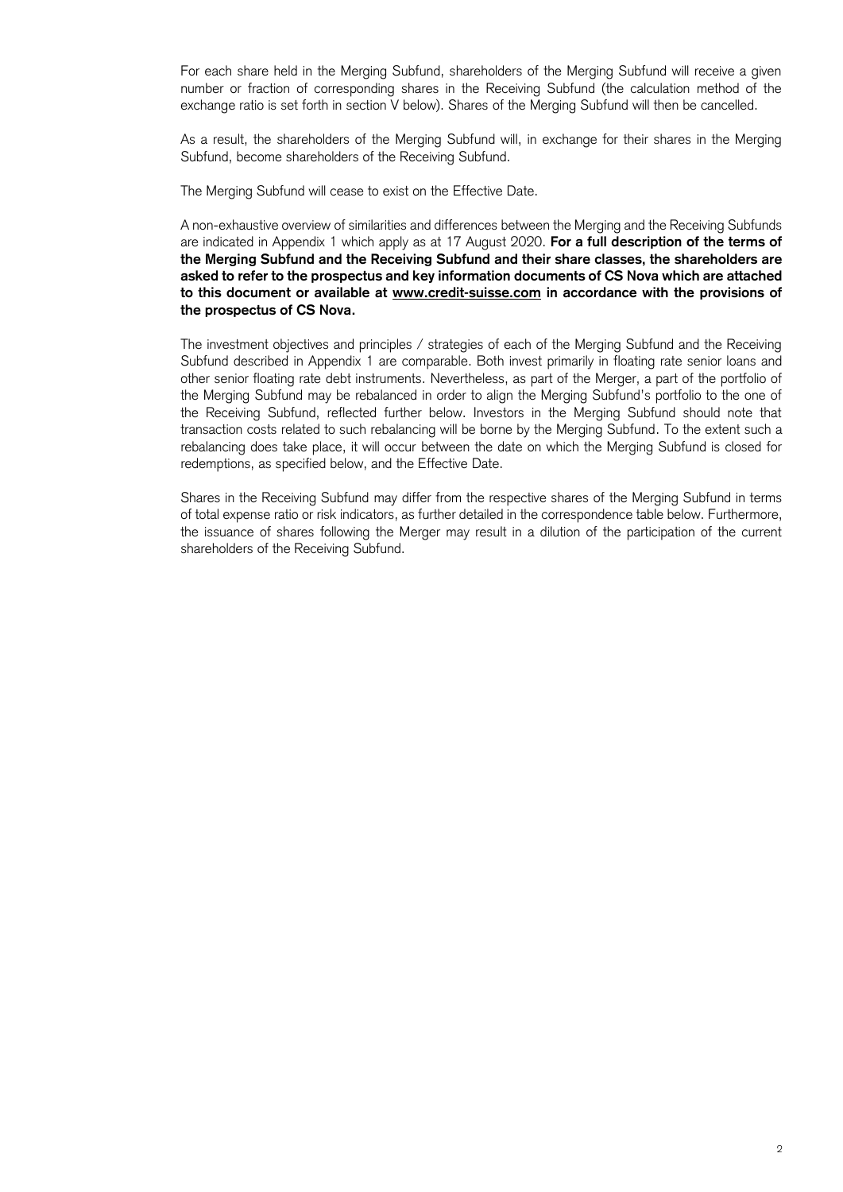For each share held in the Merging Subfund, shareholders of the Merging Subfund will receive a given number or fraction of corresponding shares in the Receiving Subfund (the calculation method of the exchange ratio is set forth in section V below). Shares of the Merging Subfund will then be cancelled.

As a result, the shareholders of the Merging Subfund will, in exchange for their shares in the Merging Subfund, become shareholders of the Receiving Subfund.

The Merging Subfund will cease to exist on the Effective Date.

A non-exhaustive overview of similarities and differences between the Merging and the Receiving Subfunds are indicated in Appendix 1 which apply as at 17 August 2020. **For a full description of the terms of the Merging Subfund and the Receiving Subfund and their share classes, the shareholders are asked to refer to the prospectus and key information documents of CS Nova which are attached to this document or available at <u>www.credit-suisse.com</u> in accordance with the provisions of the prospectus of CS Nova.**

The investment objectives and principles / strategies of each of the Merging Subfund and the Receiving Subfund described in Appendix 1 are comparable. Both invest primarily in floating rate senior loans and other senior floating rate debt instruments. Nevertheless, as part of the Merger, a part of the portfolio of the Merging Subfund may be rebalanced in order to align the Merging Subfund's portfolio to the one of the Receiving Subfund, reflected further below. Investors in the Merging Subfund should note that transaction costs related to such rebalancing will be borne by the Merging Subfund. To the extent such a rebalancing does take place, it will occur between the date on which the Merging Subfund is closed for redemptions, as specified below, and the Effective Date.

Shares in the Receiving Subfund may differ from the respective shares of the Merging Subfund in terms of total expense ratio or risk indicators, as further detailed in the correspondence table below. Furthermore, the issuance of shares following the Merger may result in a dilution of the participation of the current shareholders of the Receiving Subfund.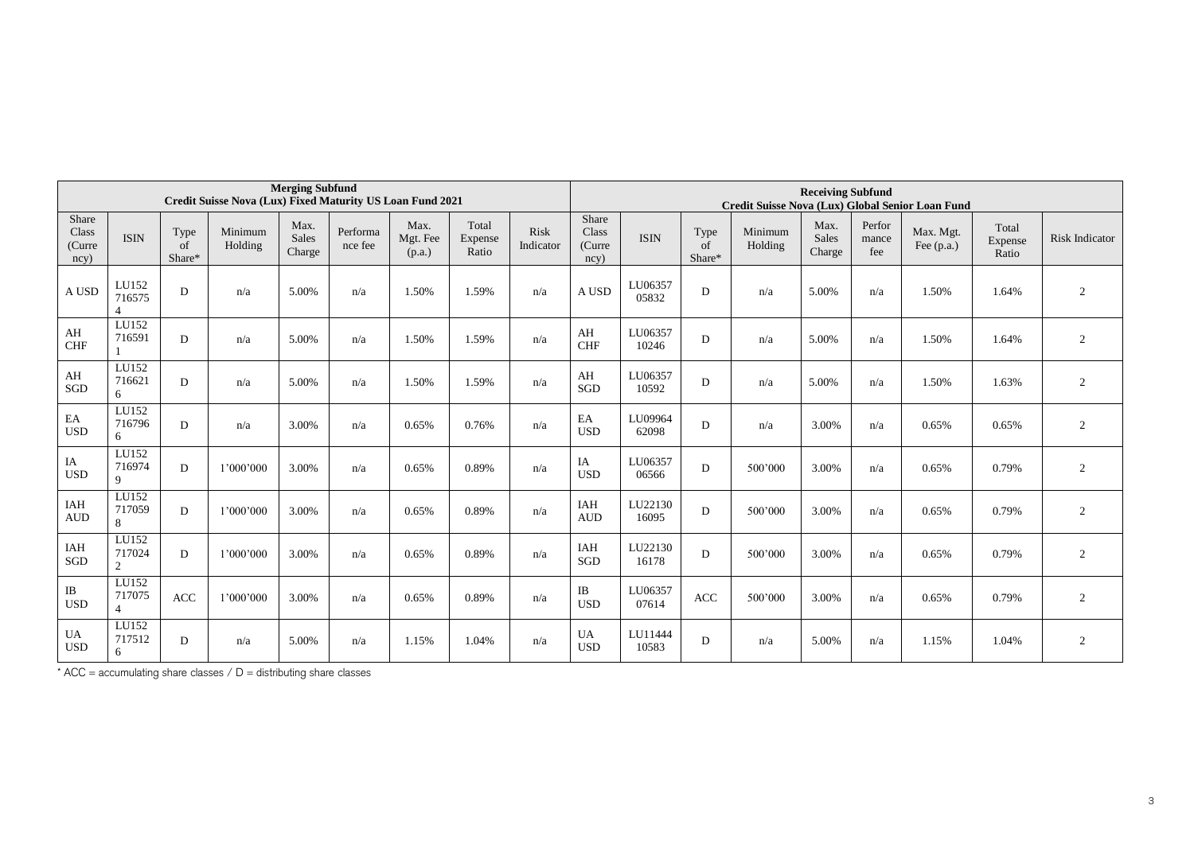| Merging Subfund Credit Suisse Nova (Lux) Fixed Maturity US Loan Fund 2021 | | | | | | | | | Receiving Subfund Credit Suisse Nova (Lux) Global Senior Loan Fund | | | | | | | | |
|---|---|---|---|---|---|---|---|---|---|---|---|---|---|---|---|---|---|
| Share Class (Currency) | ISIN | Type of Share* | Minimum Holding | Max. Sales Charge | Performance fee | Max. Mgt. Fee (p.a.) | Total Expense Ratio | Risk Indicator | Share Class (Currency) | ISIN | Type of Share* | Minimum Holding | Max. Sales Charge | Performance fee | Max. Mgt. Fee (p.a.) | Total Expense Ratio | Risk Indicator |
| A USD | LU1527165754 | D | n/a | 5.00% | n/a | 1.50% | 1.59% | n/a | A USD | LU0635705832 | D | n/a | 5.00% | n/a | 1.50% | 1.64% | 2 |
| AH CHF | LU1527165911 | D | n/a | 5.00% | n/a | 1.50% | 1.59% | n/a | AH CHF | LU0635710246 | D | n/a | 5.00% | n/a | 1.50% | 1.64% | 2 |
| AH SGD | LU1527166216 | D | n/a | 5.00% | n/a | 1.50% | 1.59% | n/a | AH SGD | LU0635710592 | D | n/a | 5.00% | n/a | 1.50% | 1.63% | 2 |
| EA USD | LU1527167966 | D | n/a | 3.00% | n/a | 0.65% | 0.76% | n/a | EA USD | LU0996462098 | D | n/a | 3.00% | n/a | 0.65% | 0.65% | 2 |
| IA USD | LU1527169749 | D | 1'000'000 | 3.00% | n/a | 0.65% | 0.89% | n/a | IA USD | LU0635706566 | D | 500'000 | 3.00% | n/a | 0.65% | 0.79% | 2 |
| IAH AUD | LU1527170598 | D | 1'000'000 | 3.00% | n/a | 0.65% | 0.89% | n/a | IAH AUD | LU2213016095 | D | 500'000 | 3.00% | n/a | 0.65% | 0.79% | 2 |
| IAH SGD | LU1527170242 | D | 1'000'000 | 3.00% | n/a | 0.65% | 0.89% | n/a | IAH SGD | LU2213016178 | D | 500'000 | 3.00% | n/a | 0.65% | 0.79% | 2 |
| IB USD | LU1527170754 | ACC | 1'000'000 | 3.00% | n/a | 0.65% | 0.89% | n/a | IB USD | LU0635707614 | ACC | 500'000 | 3.00% | n/a | 0.65% | 0.79% | 2 |
| UA USD | LU1527175126 | D | n/a | 5.00% | n/a | 1.15% | 1.04% | n/a | UA USD | LU1144410583 | D | n/a | 5.00% | n/a | 1.15% | 1.04% | 2 |

* ACC = accumulating share classes / D = distributing share classes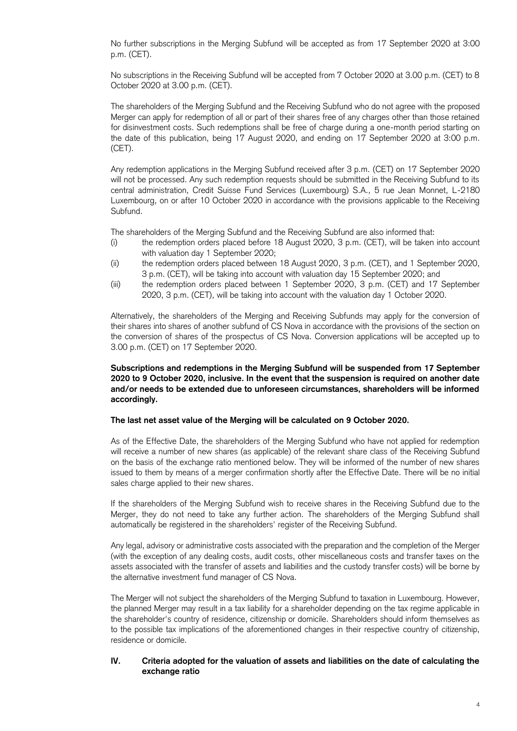No further subscriptions in the Merging Subfund will be accepted as from 17 September 2020 at 3:00 p.m. (CET).

No subscriptions in the Receiving Subfund will be accepted from 7 October 2020 at 3.00 p.m. (CET) to 8 October 2020 at 3.00 p.m. (CET).

The shareholders of the Merging Subfund and the Receiving Subfund who do not agree with the proposed Merger can apply for redemption of all or part of their shares free of any charges other than those retained for disinvestment costs. Such redemptions shall be free of charge during a one-month period starting on the date of this publication, being 17 August 2020, and ending on 17 September 2020 at 3:00 p.m. (CET).

Any redemption applications in the Merging Subfund received after 3 p.m. (CET) on 17 September 2020 will not be processed. Any such redemption requests should be submitted in the Receiving Subfund to its central administration, Credit Suisse Fund Services (Luxembourg) S.A., 5 rue Jean Monnet, L-2180 Luxembourg, on or after 10 October 2020 in accordance with the provisions applicable to the Receiving Subfund.

The shareholders of the Merging Subfund and the Receiving Subfund are also informed that:

(i) the redemption orders placed before 18 August 2020, 3 p.m. (CET), will be taken into account with valuation day 1 September 2020;
(ii) the redemption orders placed between 18 August 2020, 3 p.m. (CET), and 1 September 2020, 3 p.m. (CET), will be taking into account with valuation day 15 September 2020; and
(iii) the redemption orders placed between 1 September 2020, 3 p.m. (CET) and 17 September 2020, 3 p.m. (CET), will be taking into account with the valuation day 1 October 2020.

Alternatively, the shareholders of the Merging and Receiving Subfunds may apply for the conversion of their shares into shares of another subfund of CS Nova in accordance with the provisions of the section on the conversion of shares of the prospectus of CS Nova. Conversion applications will be accepted up to 3.00 p.m. (CET) on 17 September 2020.

**Subscriptions and redemptions in the Merging Subfund will be suspended from 17 September 2020 to 9 October 2020, inclusive. In the event that the suspension is required on another date and/or needs to be extended due to unforeseen circumstances, shareholders will be informed accordingly.**

**The last net asset value of the Merging will be calculated on 9 October 2020.**

As of the Effective Date, the shareholders of the Merging Subfund who have not applied for redemption will receive a number of new shares (as applicable) of the relevant share class of the Receiving Subfund on the basis of the exchange ratio mentioned below. They will be informed of the number of new shares issued to them by means of a merger confirmation shortly after the Effective Date. There will be no initial sales charge applied to their new shares.

If the shareholders of the Merging Subfund wish to receive shares in the Receiving Subfund due to the Merger, they do not need to take any further action. The shareholders of the Merging Subfund shall automatically be registered in the shareholders' register of the Receiving Subfund.

Any legal, advisory or administrative costs associated with the preparation and the completion of the Merger (with the exception of any dealing costs, audit costs, other miscellaneous costs and transfer taxes on the assets associated with the transfer of assets and liabilities and the custody transfer costs) will be borne by the alternative investment fund manager of CS Nova.

The Merger will not subject the shareholders of the Merging Subfund to taxation in Luxembourg. However, the planned Merger may result in a tax liability for a shareholder depending on the tax regime applicable in the shareholder's country of residence, citizenship or domicile. Shareholders should inform themselves as to the possible tax implications of the aforementioned changes in their respective country of citizenship, residence or domicile.

## IV. Criteria adopted for the valuation of assets and liabilities on the date of calculating the exchange ratio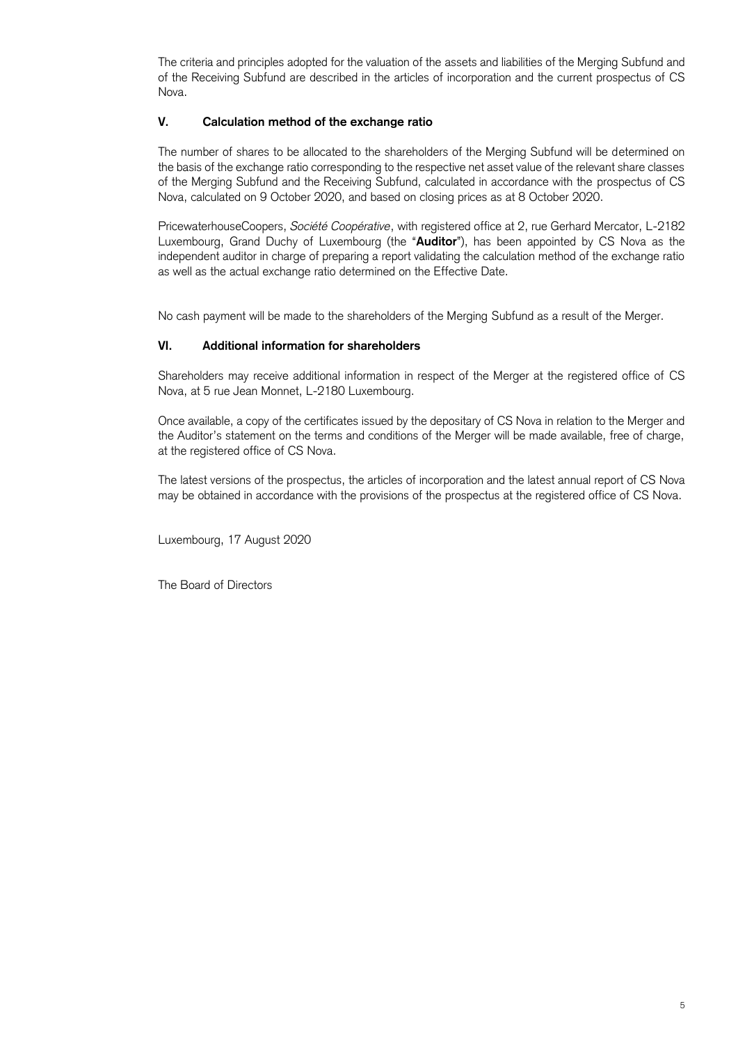The criteria and principles adopted for the valuation of the assets and liabilities of the Merging Subfund and of the Receiving Subfund are described in the articles of incorporation and the current prospectus of CS Nova.

## V. Calculation method of the exchange ratio

The number of shares to be allocated to the shareholders of the Merging Subfund will be determined on the basis of the exchange ratio corresponding to the respective net asset value of the relevant share classes of the Merging Subfund and the Receiving Subfund, calculated in accordance with the prospectus of CS Nova, calculated on 9 October 2020, and based on closing prices as at 8 October 2020.

PricewaterhouseCoopers, *Société Coopérative*, with registered office at 2, rue Gerhard Mercator, L-2182 Luxembourg, Grand Duchy of Luxembourg (the "**Auditor**"), has been appointed by CS Nova as the independent auditor in charge of preparing a report validating the calculation method of the exchange ratio as well as the actual exchange ratio determined on the Effective Date.

No cash payment will be made to the shareholders of the Merging Subfund as a result of the Merger.

## VI. Additional information for shareholders

Shareholders may receive additional information in respect of the Merger at the registered office of CS Nova, at 5 rue Jean Monnet, L-2180 Luxembourg.

Once available, a copy of the certificates issued by the depositary of CS Nova in relation to the Merger and the Auditor's statement on the terms and conditions of the Merger will be made available, free of charge, at the registered office of CS Nova.

The latest versions of the prospectus, the articles of incorporation and the latest annual report of CS Nova may be obtained in accordance with the provisions of the prospectus at the registered office of CS Nova.

Luxembourg, 17 August 2020

The Board of Directors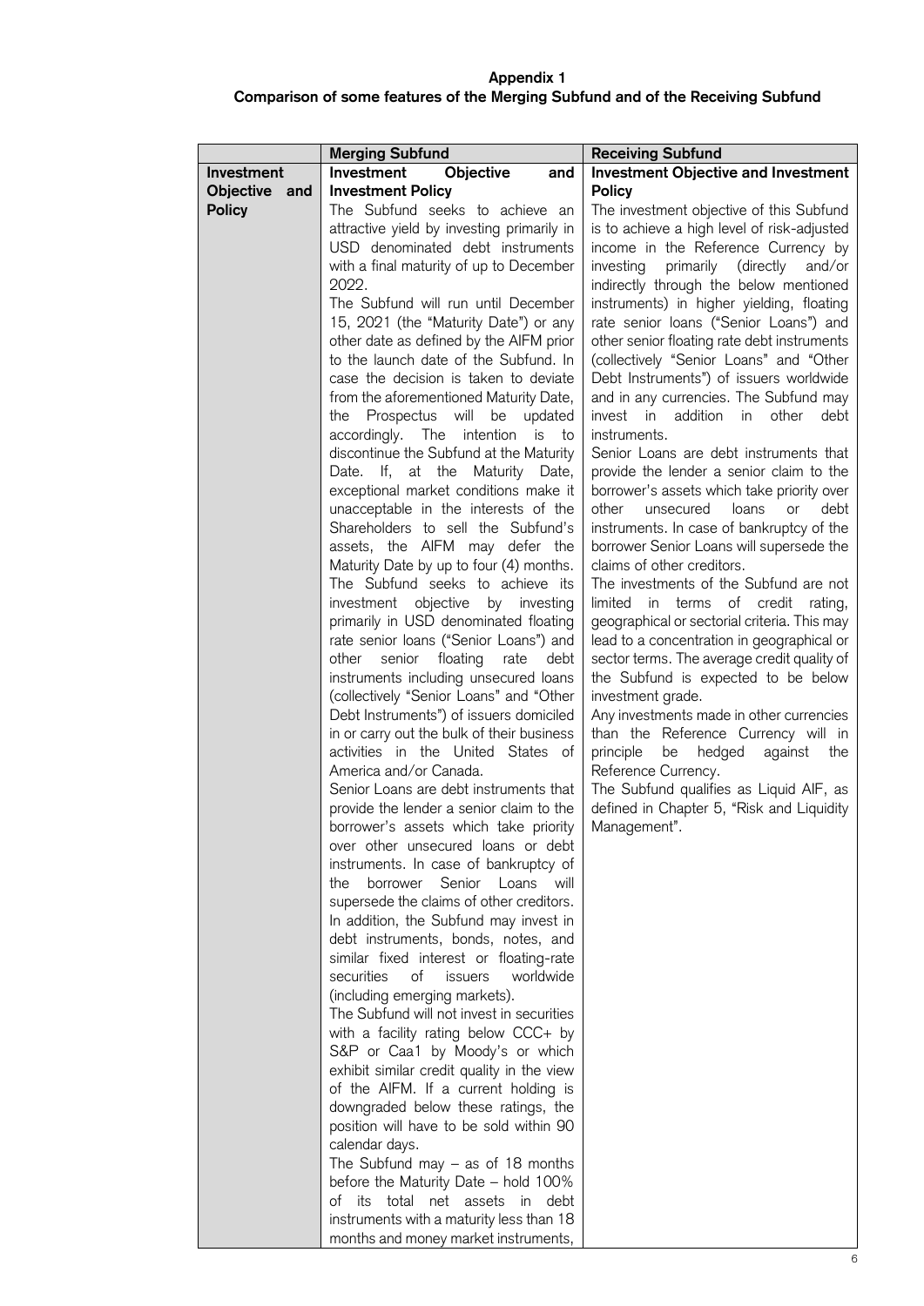**Appendix 1**
**Comparison of some features of the Merging Subfund and of the Receiving Subfund**

| | Merging Subfund | Receiving Subfund |
|---|---|---|
| **Investment Objective and Policy** | **Investment Objective and Investment Policy**<br>The Subfund seeks to achieve an attractive yield by investing primarily in USD denominated debt instruments with a final maturity of up to December 2022.<br>The Subfund will run until December 15, 2021 (the "Maturity Date") or any other date as defined by the AIFM prior to the launch date of the Subfund. In case the decision is taken to deviate from the aforementioned Maturity Date, the Prospectus will be updated accordingly. The intention is to discontinue the Subfund at the Maturity Date. If, at the Maturity Date, exceptional market conditions make it unacceptable in the interests of the Shareholders to sell the Subfund's assets, the AIFM may defer the Maturity Date by up to four (4) months.<br>The Subfund seeks to achieve its investment objective by investing primarily in USD denominated floating rate senior loans ("Senior Loans") and other senior floating rate debt instruments including unsecured loans (collectively "Senior Loans" and "Other Debt Instruments") of issuers domiciled in or carry out the bulk of their business activities in the United States of America and/or Canada.<br>Senior Loans are debt instruments that provide the lender a senior claim to the borrower's assets which take priority over other unsecured loans or debt instruments. In case of bankruptcy of the borrower Senior Loans will supersede the claims of other creditors.<br>In addition, the Subfund may invest in debt instruments, bonds, notes, and similar fixed interest or floating-rate securities of issuers worldwide (including emerging markets).<br>The Subfund will not invest in securities with a facility rating below CCC+ by S&P or Caa1 by Moody's or which exhibit similar credit quality in the view of the AIFM. If a current holding is downgraded below these ratings, the position will have to be sold within 90 calendar days.<br>The Subfund may – as of 18 months before the Maturity Date – hold 100% of its total net assets in debt instruments with a maturity less than 18 months and money market instruments, | **Investment Objective and Investment Policy**<br>The investment objective of this Subfund is to achieve a high level of risk-adjusted income in the Reference Currency by investing primarily (directly and/or indirectly through the below mentioned instruments) in higher yielding, floating rate senior loans ("Senior Loans") and other senior floating rate debt instruments (collectively "Senior Loans" and "Other Debt Instruments") of issuers worldwide and in any currencies. The Subfund may invest in addition in other debt instruments.<br>Senior Loans are debt instruments that provide the lender a senior claim to the borrower's assets which take priority over other unsecured loans or debt instruments. In case of bankruptcy of the borrower Senior Loans will supersede the claims of other creditors.<br>The investments of the Subfund are not limited in terms of credit rating, geographical or sectorial criteria. This may lead to a concentration in geographical or sector terms. The average credit quality of the Subfund is expected to be below investment grade.<br>Any investments made in other currencies than the Reference Currency will in principle be hedged against the Reference Currency.<br>The Subfund qualifies as Liquid AIF, as defined in Chapter 5, "Risk and Liquidity Management". |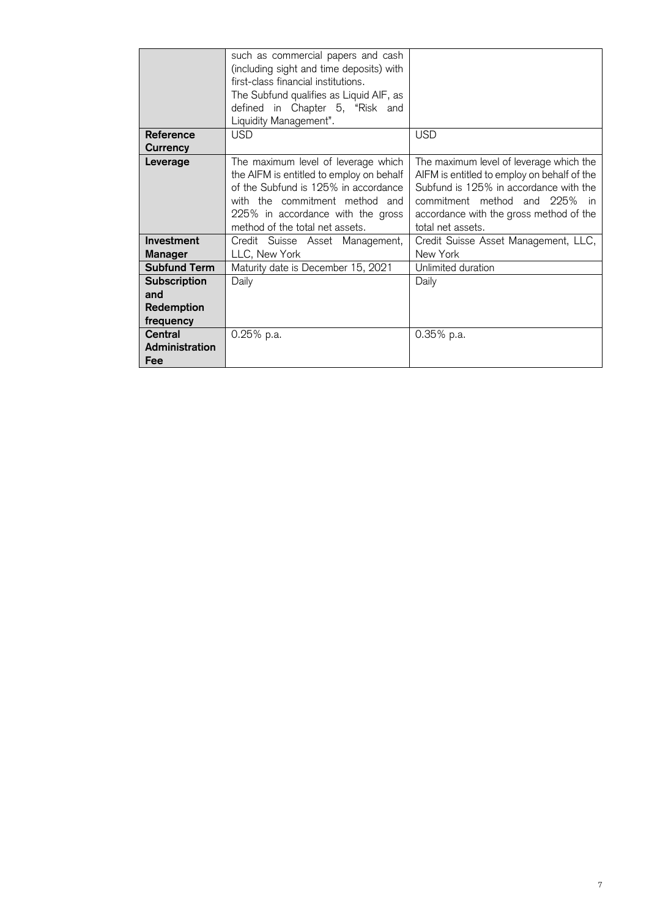| | | |
|---|---|---|
| | such as commercial papers and cash (including sight and time deposits) with first-class financial institutions.<br>The Subfund qualifies as Liquid AIF, as defined in Chapter 5, "Risk and Liquidity Management". | |
| **Reference Currency** | USD | USD |
| **Leverage** | The maximum level of leverage which the AIFM is entitled to employ on behalf of the Subfund is 125% in accordance with the commitment method and 225% in accordance with the gross method of the total net assets. | The maximum level of leverage which the AIFM is entitled to employ on behalf of the Subfund is 125% in accordance with the commitment method and 225% in accordance with the gross method of the total net assets. |
| **Investment Manager** | Credit Suisse Asset Management, LLC, New York | Credit Suisse Asset Management, LLC, New York |
| **Subfund Term** | Maturity date is December 15, 2021 | Unlimited duration |
| **Subscription and Redemption frequency** | Daily | Daily |
| **Central Administration Fee** | 0.25% p.a. | 0.35% p.a. |